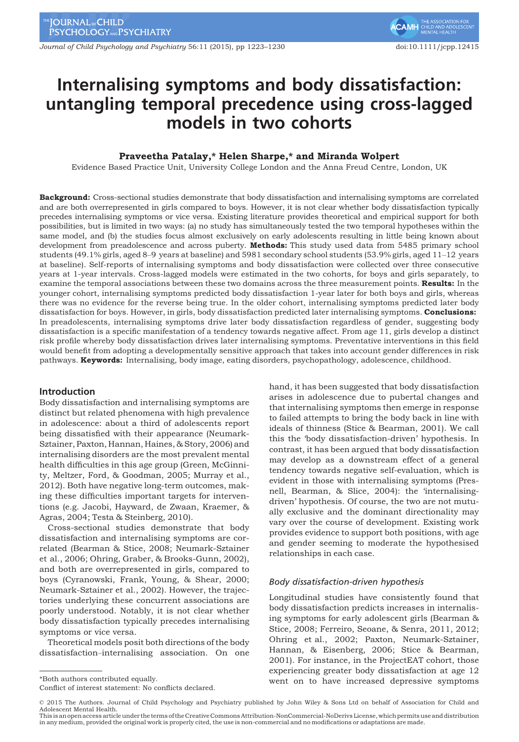# Internalising symptoms and body dissatisfaction: untangling temporal precedence using cross-lagged models in two cohorts

**Praveetha Patalay,* Helen Sharpe,* and Miranda Wolpert**

Evidence Based Practice Unit, University College London and the Anna Freud Centre, London, UK

**Background:** Cross-sectional studies demonstrate that body dissatisfaction and internalising symptoms are correlated and are both overrepresented in girls compared to boys. However, it is not clear whether body dissatisfaction typically precedes internalising symptoms or vice versa. Existing literature provides theoretical and empirical support for both possibilities, but is limited in two ways: (a) no study has simultaneously tested the two temporal hypotheses within the same model, and (b) the studies focus almost exclusively on early adolescents resulting in little being known about development from preadolescence and across puberty. **Methods:** This study used data from 5485 primary school students (49.1% girls, aged 8–9 years at baseline) and 5981 secondary school students (53.9% girls, aged 11–12 years at baseline). Self-reports of internalising symptoms and body dissatisfaction were collected over three consecutive years at 1-year intervals. Cross-lagged models were estimated in the two cohorts, for boys and girls separately, to examine the temporal associations between these two domains across the three measurement points. **Results:** In the younger cohort, internalising symptoms predicted body dissatisfaction 1-year later for both boys and girls, whereas there was no evidence for the reverse being true. In the older cohort, internalising symptoms predicted later body dissatisfaction for boys. However, in girls, body dissatisfaction predicted later internalising symptoms. **Conclusions:** In preadolescents, internalising symptoms drive later body dissatisfaction regardless of gender, suggesting body dissatisfaction is a specific manifestation of a tendency towards negative affect. From age 11, girls develop a distinct risk profile whereby body dissatisfaction drives later internalising symptoms. Preventative interventions in this field would benefit from adopting a developmentally sensitive approach that takes into account gender differences in risk pathways. **Keywords:** Internalising, body image, eating disorders, psychopathology, adolescence, childhood.

## Introduction

Body dissatisfaction and internalising symptoms are distinct but related phenomena with high prevalence in adolescence: about a third of adolescents report being dissatisfied with their appearance (Neumark-Sztainer, Paxton, Hannan, Haines, & Story, 2006) and internalising disorders are the most prevalent mental health difficulties in this age group (Green, McGinnity, Meltzer, Ford, & Goodman, 2005; Murray et al., 2012). Both have negative long-term outcomes, making these difficulties important targets for interventions (e.g. Jacobi, Hayward, de Zwaan, Kraemer, & Agras, 2004; Testa & Steinberg, 2010).

Cross-sectional studies demonstrate that body dissatisfaction and internalising symptoms are correlated (Bearman & Stice, 2008; Neumark-Sztainer et al., 2006; Ohring, Graber, & Brooks-Gunn, 2002), and both are overrepresented in girls, compared to boys (Cyranowski, Frank, Young, & Shear, 2000; Neumark-Sztainer et al., 2002). However, the trajectories underlying these concurrent associations are poorly understood. Notably, it is not clear whether body dissatisfaction typically precedes internalising symptoms or vice versa.

Theoretical models posit both directions of the body dissatisfaction–internalising association. On one hand, it has been suggested that body dissatisfaction arises in adolescence due to pubertal changes and that internalising symptoms then emerge in response to failed attempts to bring the body back in line with ideals of thinness (Stice & Bearman, 2001). We call this the 'body dissatisfaction-driven' hypothesis. In contrast, it has been argued that body dissatisfaction may develop as a downstream effect of a general tendency towards negative self-evaluation, which is evident in those with internalising symptoms (Presnell, Bearman, & Slice, 2004): the 'internalising-driven' hypothesis. Of course, the two are not mutually exclusive and the dominant directionality may vary over the course of development. Existing work provides evidence to support both positions, with age and gender seeming to moderate the hypothesised relationships in each case.

### Body dissatisfaction-driven hypothesis

Longitudinal studies have consistently found that body dissatisfaction predicts increases in internalising symptoms for early adolescent girls (Bearman & Stice, 2008; Ferreiro, Seoane, & Senra, 2011, 2012; Ohring et al., 2002; Paxton, Neumark-Sztainer, Hannan, & Eisenberg, 2006; Stice & Bearman, 2001). For instance, in the ProjectEAT cohort, those experiencing greater body dissatisfaction at age 12 went on to have increased depressive symptoms

*Both authors contributed equally.

Conflict of interest statement: No conflicts declared.

© 2015 The Authors. Journal of Child Psychology and Psychiatry published by John Wiley & Sons Ltd on behalf of Association for Child and Adolescent Mental Health.
This is an open access article under the terms of the Creative Commons Attribution-NonCommercial-NoDerivs License, which permits use and distribution in any medium, provided the original work is properly cited, the use is non-commercial and no modifications or adaptations are made.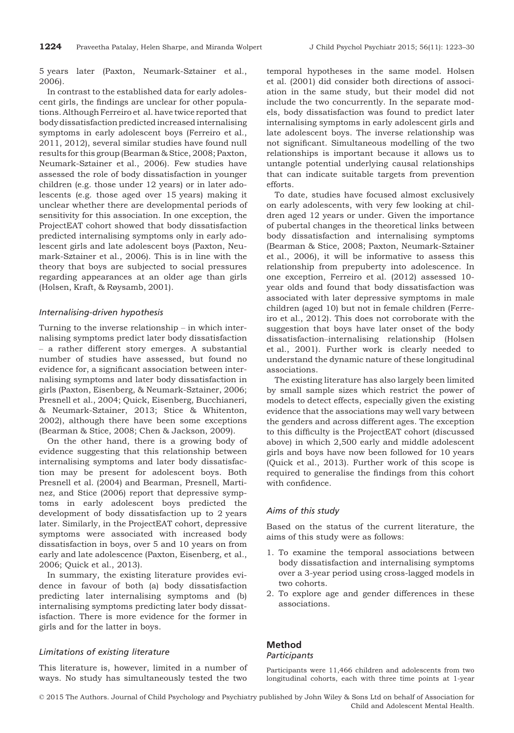5 years later (Paxton, Neumark-Sztainer et al., 2006).

In contrast to the established data for early adolescent girls, the findings are unclear for other populations. Although Ferreiro et al. have twice reported that body dissatisfaction predicted increased internalising symptoms in early adolescent boys (Ferreiro et al., 2011, 2012), several similar studies have found null results for this group (Bearman & Stice, 2008; Paxton, Neumark-Sztainer et al., 2006). Few studies have assessed the role of body dissatisfaction in younger children (e.g. those under 12 years) or in later adolescents (e.g. those aged over 15 years) making it unclear whether there are developmental periods of sensitivity for this association. In one exception, the ProjectEAT cohort showed that body dissatisfaction predicted internalising symptoms only in early adolescent girls and late adolescent boys (Paxton, Neumark-Sztainer et al., 2006). This is in line with the theory that boys are subjected to social pressures regarding appearances at an older age than girls (Holsen, Kraft, & Røysamb, 2001).

### *Internalising-driven hypothesis*

Turning to the inverse relationship – in which internalising symptoms predict later body dissatisfaction – a rather different story emerges. A substantial number of studies have assessed, but found no evidence for, a significant association between internalising symptoms and later body dissatisfaction in girls (Paxton, Eisenberg, & Neumark-Sztainer, 2006; Presnell et al., 2004; Quick, Eisenberg, Bucchianeri, & Neumark-Sztainer, 2013; Stice & Whitenton, 2002), although there have been some exceptions (Bearman & Stice, 2008; Chen & Jackson, 2009).

On the other hand, there is a growing body of evidence suggesting that this relationship between internalising symptoms and later body dissatisfaction may be present for adolescent boys. Both Presnell et al. (2004) and Bearman, Presnell, Martinez, and Stice (2006) report that depressive symptoms in early adolescent boys predicted the development of body dissatisfaction up to 2 years later. Similarly, in the ProjectEAT cohort, depressive symptoms were associated with increased body dissatisfaction in boys, over 5 and 10 years on from early and late adolescence (Paxton, Eisenberg, et al., 2006; Quick et al., 2013).

In summary, the existing literature provides evidence in favour of both (a) body dissatisfaction predicting later internalising symptoms and (b) internalising symptoms predicting later body dissatisfaction. There is more evidence for the former in girls and for the latter in boys.

### *Limitations of existing literature*

This literature is, however, limited in a number of ways. No study has simultaneously tested the two temporal hypotheses in the same model. Holsen et al. (2001) did consider both directions of association in the same study, but their model did not include the two concurrently. In the separate models, body dissatisfaction was found to predict later internalising symptoms in early adolescent girls and late adolescent boys. The inverse relationship was not significant. Simultaneous modelling of the two relationships is important because it allows us to untangle potential underlying causal relationships that can indicate suitable targets from prevention efforts.

To date, studies have focused almost exclusively on early adolescents, with very few looking at children aged 12 years or under. Given the importance of pubertal changes in the theoretical links between body dissatisfaction and internalising symptoms (Bearman & Stice, 2008; Paxton, Neumark-Sztainer et al., 2006), it will be informative to assess this relationship from prepuberty into adolescence. In one exception, Ferreiro et al. (2012) assessed 10-year olds and found that body dissatisfaction was associated with later depressive symptoms in male children (aged 10) but not in female children (Ferreiro et al., 2012). This does not corroborate with the suggestion that boys have later onset of the body dissatisfaction–internalising relationship (Holsen et al., 2001). Further work is clearly needed to understand the dynamic nature of these longitudinal associations.

The existing literature has also largely been limited by small sample sizes which restrict the power of models to detect effects, especially given the existing evidence that the associations may well vary between the genders and across different ages. The exception to this difficulty is the ProjectEAT cohort (discussed above) in which 2,500 early and middle adolescent girls and boys have now been followed for 10 years (Quick et al., 2013). Further work of this scope is required to generalise the findings from this cohort with confidence.

### *Aims of this study*

Based on the status of the current literature, the aims of this study were as follows:

1. To examine the temporal associations between body dissatisfaction and internalising symptoms over a 3-year period using cross-lagged models in two cohorts.
2. To explore age and gender differences in these associations.

## Method

### *Participants*

Participants were 11,466 children and adolescents from two longitudinal cohorts, each with three time points at 1-year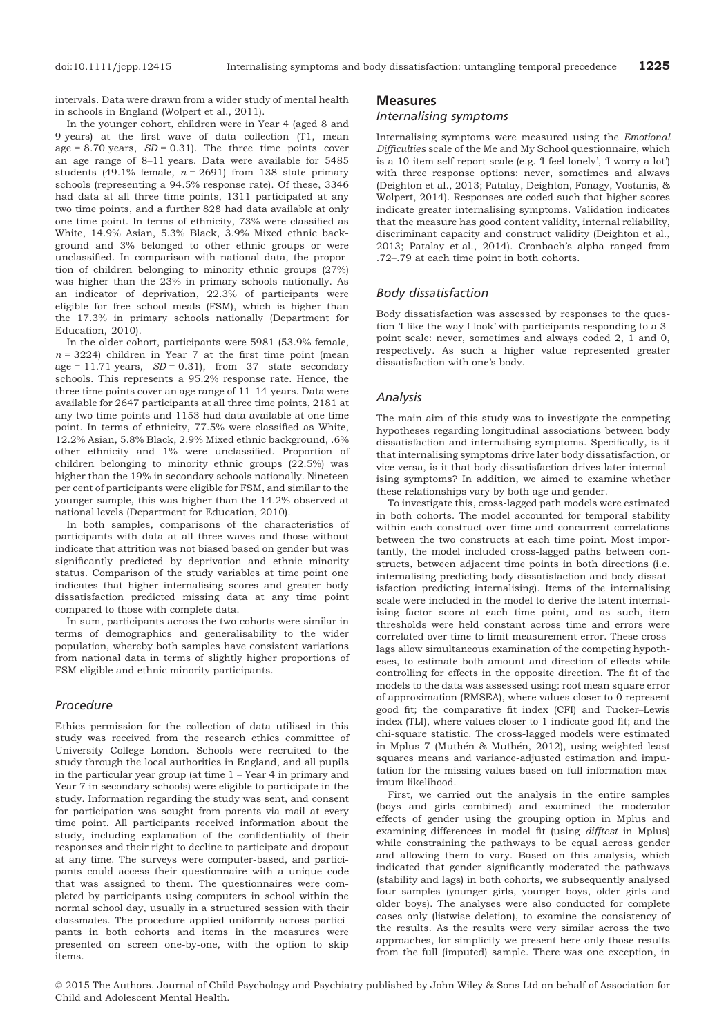intervals. Data were drawn from a wider study of mental health in schools in England (Wolpert et al., 2011).

In the younger cohort, children were in Year 4 (aged 8 and 9 years) at the first wave of data collection (T1, mean age = 8.70 years, *SD* = 0.31). The three time points cover an age range of 8–11 years. Data were available for 5485 students (49.1% female, *n* = 2691) from 138 state primary schools (representing a 94.5% response rate). Of these, 3346 had data at all three time points, 1311 participated at any two time points, and a further 828 had data available at only one time point. In terms of ethnicity, 73% were classified as White, 14.9% Asian, 5.3% Black, 3.9% Mixed ethnic background and 3% belonged to other ethnic groups or were unclassified. In comparison with national data, the proportion of children belonging to minority ethnic groups (27%) was higher than the 23% in primary schools nationally. As an indicator of deprivation, 22.3% of participants were eligible for free school meals (FSM), which is higher than the 17.3% in primary schools nationally (Department for Education, 2010).

In the older cohort, participants were 5981 (53.9% female, *n* = 3224) children in Year 7 at the first time point (mean age = 11.71 years, *SD* = 0.31), from 37 state secondary schools. This represents a 95.2% response rate. Hence, the three time points cover an age range of 11–14 years. Data were available for 2647 participants at all three time points, 2181 at any two time points and 1153 had data available at one time point. In terms of ethnicity, 77.5% were classified as White, 12.2% Asian, 5.8% Black, 2.9% Mixed ethnic background, .6% other ethnicity and 1% were unclassified. Proportion of children belonging to minority ethnic groups (22.5%) was higher than the 19% in secondary schools nationally. Nineteen per cent of participants were eligible for FSM, and similar to the younger sample, this was higher than the 14.2% observed at national levels (Department for Education, 2010).

In both samples, comparisons of the characteristics of participants with data at all three waves and those without indicate that attrition was not biased based on gender but was significantly predicted by deprivation and ethnic minority status. Comparison of the study variables at time point one indicates that higher internalising scores and greater body dissatisfaction predicted missing data at any time point compared to those with complete data.

In sum, participants across the two cohorts were similar in terms of demographics and generalisability to the wider population, whereby both samples have consistent variations from national data in terms of slightly higher proportions of FSM eligible and ethnic minority participants.

### *Procedure*

Ethics permission for the collection of data utilised in this study was received from the research ethics committee of University College London. Schools were recruited to the study through the local authorities in England, and all pupils in the particular year group (at time 1 – Year 4 in primary and Year 7 in secondary schools) were eligible to participate in the study. Information regarding the study was sent, and consent for participation was sought from parents via mail at every time point. All participants received information about the study, including explanation of the confidentiality of their responses and their right to decline to participate and dropout at any time. The surveys were computer-based, and participants could access their questionnaire with a unique code that was assigned to them. The questionnaires were completed by participants using computers in school within the normal school day, usually in a structured session with their classmates. The procedure applied uniformly across participants in both cohorts and items in the measures were presented on screen one-by-one, with the option to skip items.

## Measures

### *Internalising symptoms*

Internalising symptoms were measured using the *Emotional Difficulties* scale of the Me and My School questionnaire, which is a 10-item self-report scale (e.g. 'I feel lonely', 'I worry a lot') with three response options: never, sometimes and always (Deighton et al., 2013; Patalay, Deighton, Fonagy, Vostanis, & Wolpert, 2014). Responses are coded such that higher scores indicate greater internalising symptoms. Validation indicates that the measure has good content validity, internal reliability, discriminant capacity and construct validity (Deighton et al., 2013; Patalay et al., 2014). Cronbach's alpha ranged from .72–.79 at each time point in both cohorts.

### *Body dissatisfaction*

Body dissatisfaction was assessed by responses to the question 'I like the way I look' with participants responding to a 3-point scale: never, sometimes and always coded 2, 1 and 0, respectively. As such a higher value represented greater dissatisfaction with one's body.

### *Analysis*

The main aim of this study was to investigate the competing hypotheses regarding longitudinal associations between body dissatisfaction and internalising symptoms. Specifically, is it that internalising symptoms drive later body dissatisfaction, or vice versa, is it that body dissatisfaction drives later internalising symptoms? In addition, we aimed to examine whether these relationships vary by both age and gender.

To investigate this, cross-lagged path models were estimated in both cohorts. The model accounted for temporal stability within each construct over time and concurrent correlations between the two constructs at each time point. Most importantly, the model included cross-lagged paths between constructs, between adjacent time points in both directions (i.e. internalising predicting body dissatisfaction and body dissatisfaction predicting internalising). Items of the internalising scale were included in the model to derive the latent internalising factor score at each time point, and as such, item thresholds were held constant across time and errors were correlated over time to limit measurement error. These cross-lags allow simultaneous examination of the competing hypotheses, to estimate both amount and direction of effects while controlling for effects in the opposite direction. The fit of the models to the data was assessed using: root mean square error of approximation (RMSEA), where values closer to 0 represent good fit; the comparative fit index (CFI) and Tucker–Lewis index (TLI), where values closer to 1 indicate good fit; and the chi-square statistic. The cross-lagged models were estimated in Mplus 7 (Muthén & Muthén, 2012), using weighted least squares means and variance-adjusted estimation and imputation for the missing values based on full information maximum likelihood.

First, we carried out the analysis in the entire samples (boys and girls combined) and examined the moderator effects of gender using the grouping option in Mplus and examining differences in model fit (using *difftest* in Mplus) while constraining the pathways to be equal across gender and allowing them to vary. Based on this analysis, which indicated that gender significantly moderated the pathways (stability and lags) in both cohorts, we subsequently analysed four samples (younger girls, younger boys, older girls and older boys). The analyses were also conducted for complete cases only (listwise deletion), to examine the consistency of the results. As the results were very similar across the two approaches, for simplicity we present here only those results from the full (imputed) sample. There was one exception, in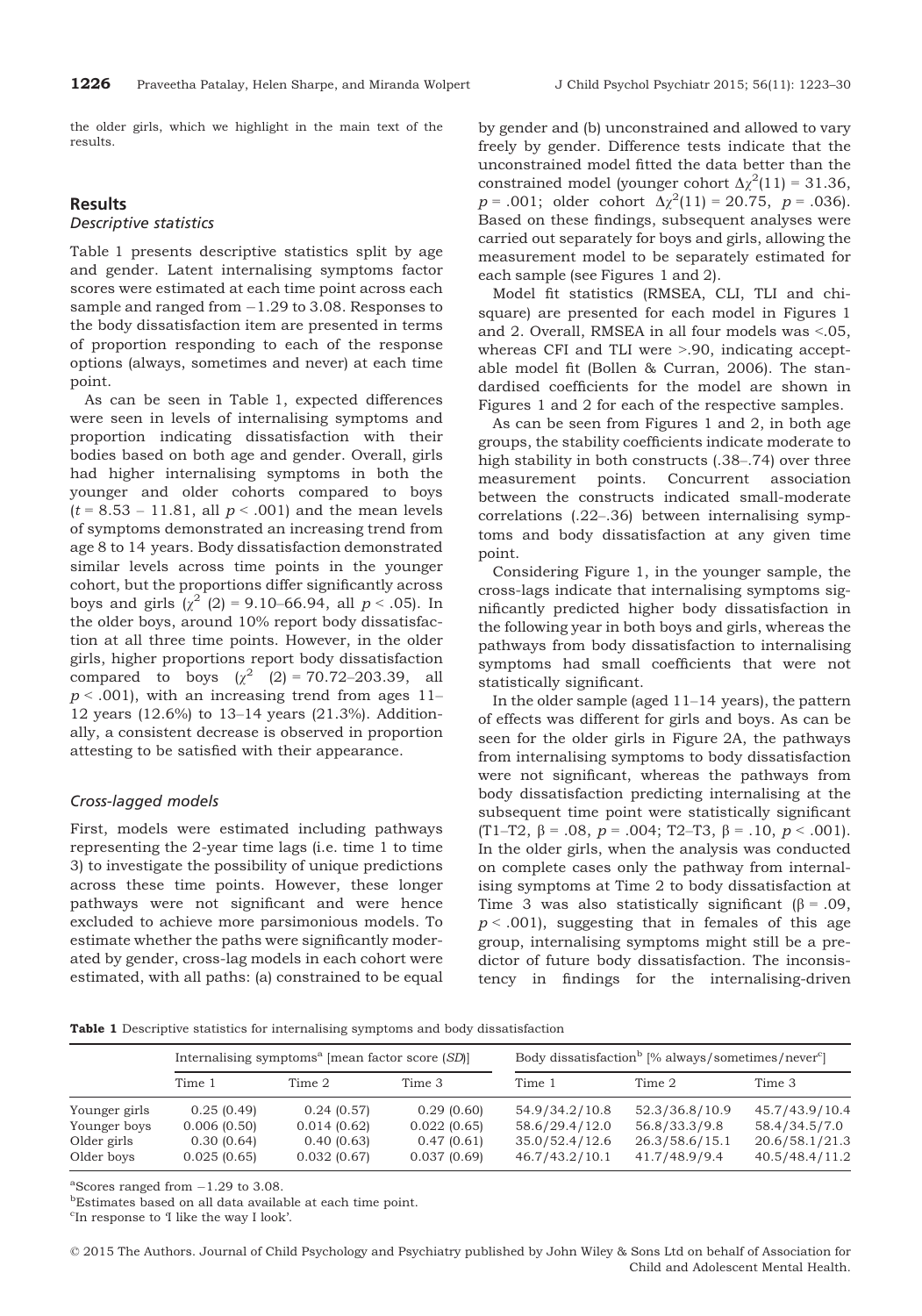the older girls, which we highlight in the main text of the results.

## Results

### Descriptive statistics

Table 1 presents descriptive statistics split by age and gender. Latent internalising symptoms factor scores were estimated at each time point across each sample and ranged from −1.29 to 3.08. Responses to the body dissatisfaction item are presented in terms of proportion responding to each of the response options (always, sometimes and never) at each time point.

As can be seen in Table 1, expected differences were seen in levels of internalising symptoms and proportion indicating dissatisfaction with their bodies based on both age and gender. Overall, girls had higher internalising symptoms in both the younger and older cohorts compared to boys ($t = 8.53 - 11.81$, all $p < .001$) and the mean levels of symptoms demonstrated an increasing trend from age 8 to 14 years. Body dissatisfaction demonstrated similar levels across time points in the younger cohort, but the proportions differ significantly across boys and girls ($\chi^2$ (2) = 9.10–66.94, all $p < .05$). In the older boys, around 10% report body dissatisfaction at all three time points. However, in the older girls, higher proportions report body dissatisfaction compared to boys ($\chi^2$ (2) = 70.72–203.39, all $p < .001$), with an increasing trend from ages 11–12 years (12.6%) to 13–14 years (21.3%). Additionally, a consistent decrease is observed in proportion attesting to be satisfied with their appearance.

### Cross-lagged models

First, models were estimated including pathways representing the 2-year time lags (i.e. time 1 to time 3) to investigate the possibility of unique predictions across these time points. However, these longer pathways were not significant and were hence excluded to achieve more parsimonious models. To estimate whether the paths were significantly moderated by gender, cross-lag models in each cohort were estimated, with all paths: (a) constrained to be equal by gender and (b) unconstrained and allowed to vary freely by gender. Difference tests indicate that the unconstrained model fitted the data better than the constrained model (younger cohort $\Delta\chi^2(11) = 31.36$, $p = .001$; older cohort $\Delta\chi^2(11) = 20.75$, $p = .036$). Based on these findings, subsequent analyses were carried out separately for boys and girls, allowing the measurement model to be separately estimated for each sample (see Figures 1 and 2).

Model fit statistics (RMSEA, CLI, TLI and chi-square) are presented for each model in Figures 1 and 2. Overall, RMSEA in all four models was <.05, whereas CFI and TLI were >.90, indicating acceptable model fit (Bollen & Curran, 2006). The standardised coefficients for the model are shown in Figures 1 and 2 for each of the respective samples.

As can be seen from Figures 1 and 2, in both age groups, the stability coefficients indicate moderate to high stability in both constructs (.38–.74) over three measurement points. Concurrent association between the constructs indicated small-moderate correlations (.22–.36) between internalising symptoms and body dissatisfaction at any given time point.

Considering Figure 1, in the younger sample, the cross-lags indicate that internalising symptoms significantly predicted higher body dissatisfaction in the following year in both boys and girls, whereas the pathways from body dissatisfaction to internalising symptoms had small coefficients that were not statistically significant.

In the older sample (aged 11–14 years), the pattern of effects was different for girls and boys. As can be seen for the older girls in Figure 2A, the pathways from internalising symptoms to body dissatisfaction were not significant, whereas the pathways from body dissatisfaction predicting internalising at the subsequent time point were statistically significant (T1–T2, $\beta = .08$, $p = .004$; T2–T3, $\beta = .10$, $p < .001$). In the older girls, when the analysis was conducted on complete cases only the pathway from internalising symptoms at Time 2 to body dissatisfaction at Time 3 was also statistically significant ($\beta = .09$, $p < .001$), suggesting that in females of this age group, internalising symptoms might still be a predictor of future body dissatisfaction. The inconsistency in findings for the internalising-driven

**Table 1** Descriptive statistics for internalising symptoms and body dissatisfaction

| | Internalising symptoms[a] [mean factor score (SD)] | | | Body dissatisfaction[b] [% always/sometimes/never[c]] | | |
|---|---|---|---|---|---|---|
| | Time 1 | Time 2 | Time 3 | Time 1 | Time 2 | Time 3 |
| Younger girls | 0.25 (0.49) | 0.24 (0.57) | 0.29 (0.60) | 54.9/34.2/10.8 | 52.3/36.8/10.9 | 45.7/43.9/10.4 |
| Younger boys | 0.006 (0.50) | 0.014 (0.62) | 0.022 (0.65) | 58.6/29.4/12.0 | 56.8/33.3/9.8 | 58.4/34.5/7.0 |
| Older girls | 0.30 (0.64) | 0.40 (0.63) | 0.47 (0.61) | 35.0/52.4/12.6 | 26.3/58.6/15.1 | 20.6/58.1/21.3 |
| Older boys | 0.025 (0.65) | 0.032 (0.67) | 0.037 (0.69) | 46.7/43.2/10.1 | 41.7/48.9/9.4 | 40.5/48.4/11.2 |

[a]Scores ranged from −1.29 to 3.08.
[b]Estimates based on all data available at each time point.
[c]In response to 'I like the way I look'.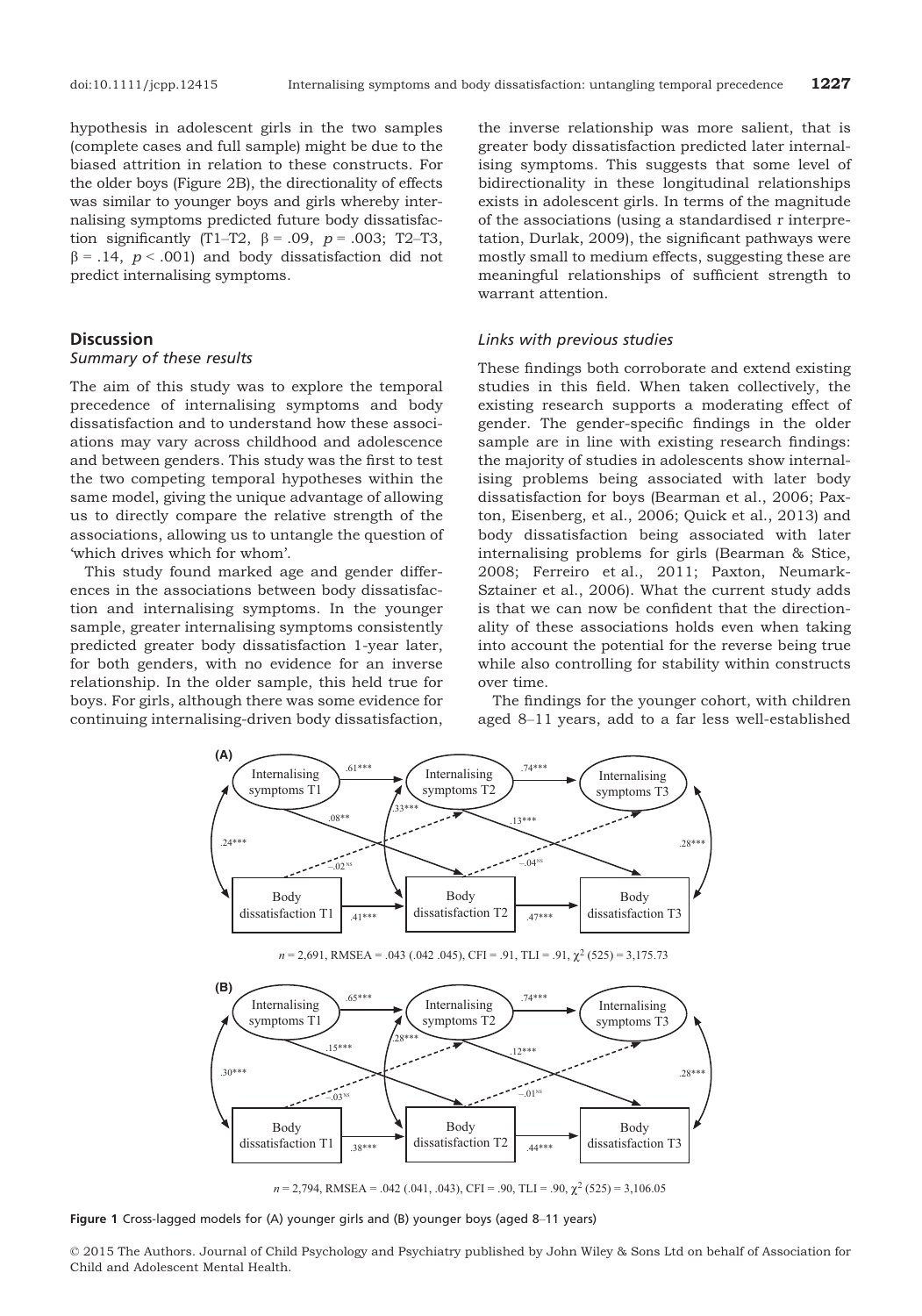hypothesis in adolescent girls in the two samples (complete cases and full sample) might be due to the biased attrition in relation to these constructs. For the older boys (Figure 2B), the directionality of effects was similar to younger boys and girls whereby internalising symptoms predicted future body dissatisfaction significantly (T1–T2, $\beta = .09$, $p = .003$; T2–T3, $\beta = .14$, $p < .001$) and body dissatisfaction did not predict internalising symptoms.

## Discussion

### *Summary of these results*

The aim of this study was to explore the temporal precedence of internalising symptoms and body dissatisfaction and to understand how these associations may vary across childhood and adolescence and between genders. This study was the first to test the two competing temporal hypotheses within the same model, giving the unique advantage of allowing us to directly compare the relative strength of the associations, allowing us to untangle the question of 'which drives which for whom'.

This study found marked age and gender differences in the associations between body dissatisfaction and internalising symptoms. In the younger sample, greater internalising symptoms consistently predicted greater body dissatisfaction 1-year later, for both genders, with no evidence for an inverse relationship. In the older sample, this held true for boys. For girls, although there was some evidence for continuing internalising-driven body dissatisfaction, the inverse relationship was more salient, that is greater body dissatisfaction predicted later internalising symptoms. This suggests that some level of bidirectionality in these longitudinal relationships exists in adolescent girls. In terms of the magnitude of the associations (using a standardised r interpretation, Durlak, 2009), the significant pathways were mostly small to medium effects, suggesting these are meaningful relationships of sufficient strength to warrant attention.

### *Links with previous studies*

These findings both corroborate and extend existing studies in this field. When taken collectively, the existing research supports a moderating effect of gender. The gender-specific findings in the older sample are in line with existing research findings: the majority of studies in adolescents show internalising problems being associated with later body dissatisfaction for boys (Bearman et al., 2006; Paxton, Eisenberg, et al., 2006; Quick et al., 2013) and body dissatisfaction being associated with later internalising problems for girls (Bearman & Stice, 2008; Ferreiro et al., 2011; Paxton, Neumark-Sztainer et al., 2006). What the current study adds is that we can now be confident that the directionality of these associations holds even when taking into account the potential for the reverse being true while also controlling for stability within constructs over time.

The findings for the younger cohort, with children aged 8–11 years, add to a far less well-established

(A) $n = 2{,}691$, RMSEA = .043 (.042 .045), CFI = .91, TLI = .91, $\chi^2$ (525) = 3,175.73

(B) $n = 2{,}794$, RMSEA = .042 (.041, .043), CFI = .90, TLI = .90, $\chi^2$ (525) = 3,106.05

**Figure 1** Cross-lagged models for (A) younger girls and (B) younger boys (aged 8–11 years)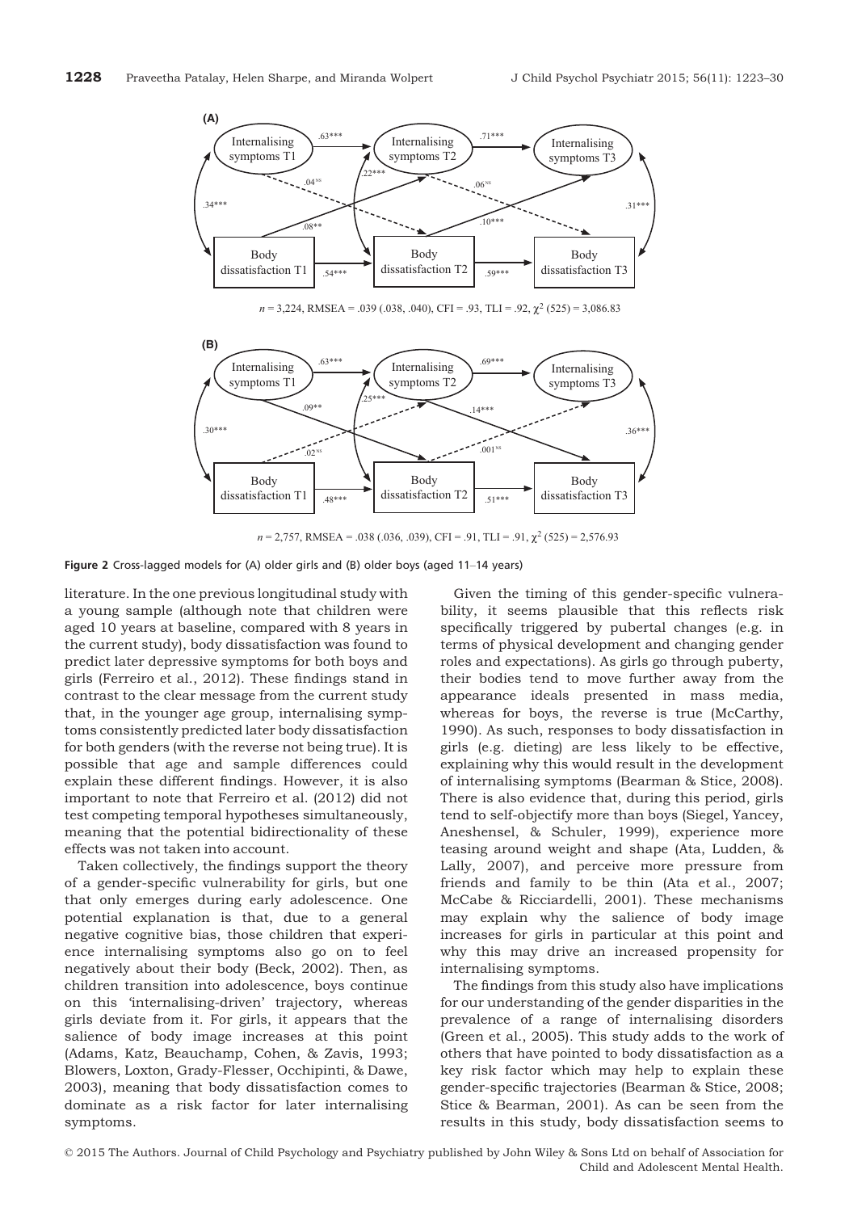$n = 3{,}224$, RMSEA = .039 (.038, .040), CFI = .93, TLI = .92, $\chi^2$ (525) = 3,086.83

$n = 2{,}757$, RMSEA = .038 (.036, .039), CFI = .91, TLI = .91, $\chi^2$ (525) = 2,576.93

**Figure 2** Cross-lagged models for (A) older girls and (B) older boys (aged 11–14 years)

literature. In the one previous longitudinal study with a young sample (although note that children were aged 10 years at baseline, compared with 8 years in the current study), body dissatisfaction was found to predict later depressive symptoms for both boys and girls (Ferreiro et al., 2012). These findings stand in contrast to the clear message from the current study that, in the younger age group, internalising symptoms consistently predicted later body dissatisfaction for both genders (with the reverse not being true). It is possible that age and sample differences could explain these different findings. However, it is also important to note that Ferreiro et al. (2012) did not test competing temporal hypotheses simultaneously, meaning that the potential bidirectionality of these effects was not taken into account.

Taken collectively, the findings support the theory of a gender-specific vulnerability for girls, but one that only emerges during early adolescence. One potential explanation is that, due to a general negative cognitive bias, those children that experience internalising symptoms also go on to feel negatively about their body (Beck, 2002). Then, as children transition into adolescence, boys continue on this 'internalising-driven' trajectory, whereas girls deviate from it. For girls, it appears that the salience of body image increases at this point (Adams, Katz, Beauchamp, Cohen, & Zavis, 1993; Blowers, Loxton, Grady-Flesser, Occhipinti, & Dawe, 2003), meaning that body dissatisfaction comes to dominate as a risk factor for later internalising symptoms.

Given the timing of this gender-specific vulnerability, it seems plausible that this reflects risk specifically triggered by pubertal changes (e.g. in terms of physical development and changing gender roles and expectations). As girls go through puberty, their bodies tend to move further away from the appearance ideals presented in mass media, whereas for boys, the reverse is true (McCarthy, 1990). As such, responses to body dissatisfaction in girls (e.g. dieting) are less likely to be effective, explaining why this would result in the development of internalising symptoms (Bearman & Stice, 2008). There is also evidence that, during this period, girls tend to self-objectify more than boys (Siegel, Yancey, Aneshensel, & Schuler, 1999), experience more teasing around weight and shape (Ata, Ludden, & Lally, 2007), and perceive more pressure from friends and family to be thin (Ata et al., 2007; McCabe & Ricciardelli, 2001). These mechanisms may explain why the salience of body image increases for girls in particular at this point and why this may drive an increased propensity for internalising symptoms.

The findings from this study also have implications for our understanding of the gender disparities in the prevalence of a range of internalising disorders (Green et al., 2005). This study adds to the work of others that have pointed to body dissatisfaction as a key risk factor which may help to explain these gender-specific trajectories (Bearman & Stice, 2008; Stice & Bearman, 2001). As can be seen from the results in this study, body dissatisfaction seems to

© 2015 The Authors. Journal of Child Psychology and Psychiatry published by John Wiley & Sons Ltd on behalf of Association for Child and Adolescent Mental Health.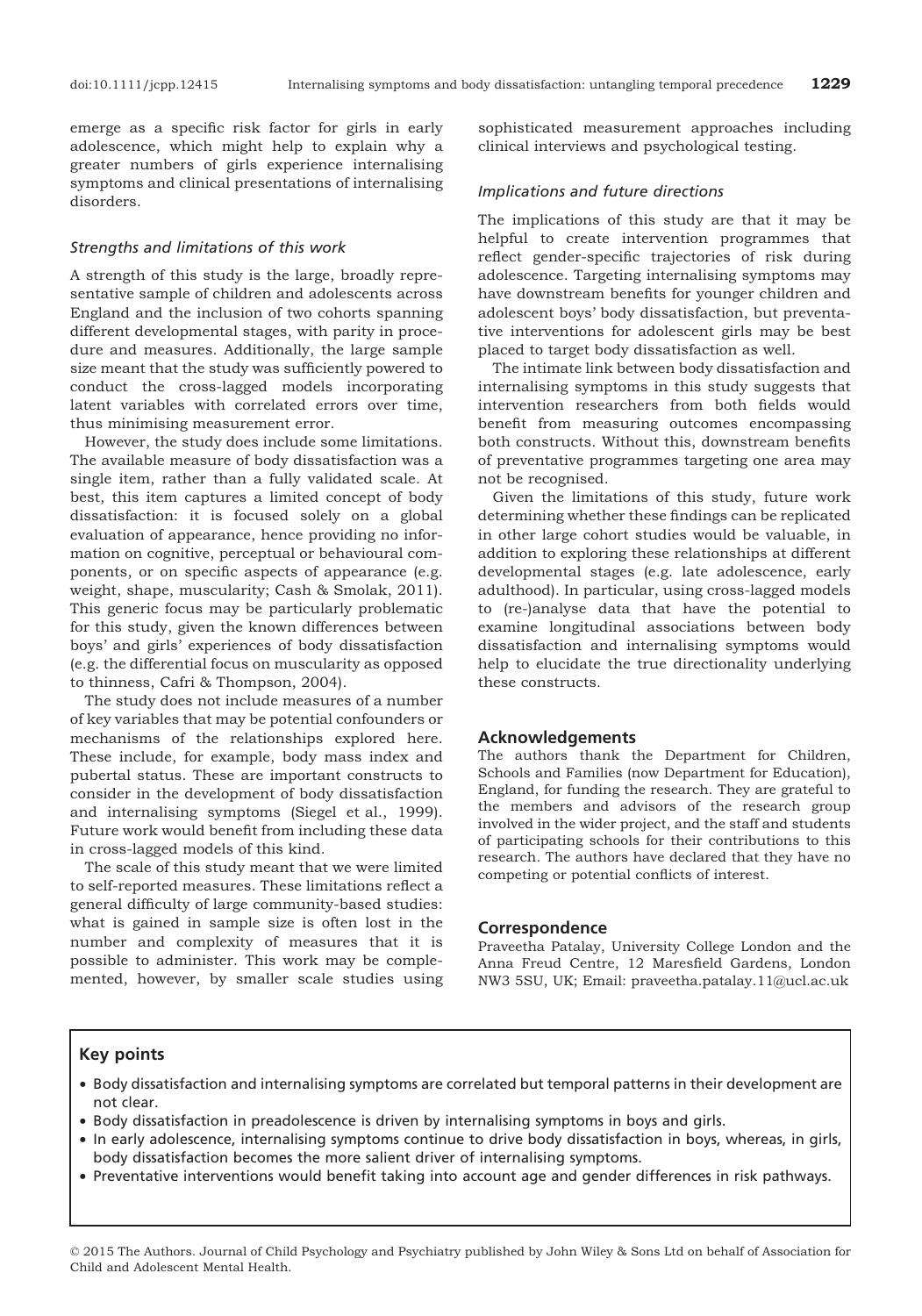emerge as a specific risk factor for girls in early adolescence, which might help to explain why a greater numbers of girls experience internalising symptoms and clinical presentations of internalising disorders.

### *Strengths and limitations of this work*

A strength of this study is the large, broadly representative sample of children and adolescents across England and the inclusion of two cohorts spanning different developmental stages, with parity in procedure and measures. Additionally, the large sample size meant that the study was sufficiently powered to conduct the cross-lagged models incorporating latent variables with correlated errors over time, thus minimising measurement error.

However, the study does include some limitations. The available measure of body dissatisfaction was a single item, rather than a fully validated scale. At best, this item captures a limited concept of body dissatisfaction: it is focused solely on a global evaluation of appearance, hence providing no information on cognitive, perceptual or behavioural components, or on specific aspects of appearance (e.g. weight, shape, muscularity; Cash & Smolak, 2011). This generic focus may be particularly problematic for this study, given the known differences between boys' and girls' experiences of body dissatisfaction (e.g. the differential focus on muscularity as opposed to thinness, Cafri & Thompson, 2004).

The study does not include measures of a number of key variables that may be potential confounders or mechanisms of the relationships explored here. These include, for example, body mass index and pubertal status. These are important constructs to consider in the development of body dissatisfaction and internalising symptoms (Siegel et al., 1999). Future work would benefit from including these data in cross-lagged models of this kind.

The scale of this study meant that we were limited to self-reported measures. These limitations reflect a general difficulty of large community-based studies: what is gained in sample size is often lost in the number and complexity of measures that it is possible to administer. This work may be complemented, however, by smaller scale studies using sophisticated measurement approaches including clinical interviews and psychological testing.

### *Implications and future directions*

The implications of this study are that it may be helpful to create intervention programmes that reflect gender-specific trajectories of risk during adolescence. Targeting internalising symptoms may have downstream benefits for younger children and adolescent boys' body dissatisfaction, but preventative interventions for adolescent girls may be best placed to target body dissatisfaction as well.

The intimate link between body dissatisfaction and internalising symptoms in this study suggests that intervention researchers from both fields would benefit from measuring outcomes encompassing both constructs. Without this, downstream benefits of preventative programmes targeting one area may not be recognised.

Given the limitations of this study, future work determining whether these findings can be replicated in other large cohort studies would be valuable, in addition to exploring these relationships at different developmental stages (e.g. late adolescence, early adulthood). In particular, using cross-lagged models to (re-)analyse data that have the potential to examine longitudinal associations between body dissatisfaction and internalising symptoms would help to elucidate the true directionality underlying these constructs.

## Acknowledgements

The authors thank the Department for Children, Schools and Families (now Department for Education), England, for funding the research. They are grateful to the members and advisors of the research group involved in the wider project, and the staff and students of participating schools for their contributions to this research. The authors have declared that they have no competing or potential conflicts of interest.

## Correspondence

Praveetha Patalay, University College London and the Anna Freud Centre, 12 Maresfield Gardens, London NW3 5SU, UK; Email: praveetha.patalay.11@ucl.ac.uk

## Key points

- Body dissatisfaction and internalising symptoms are correlated but temporal patterns in their development are not clear.
- Body dissatisfaction in preadolescence is driven by internalising symptoms in boys and girls.
- In early adolescence, internalising symptoms continue to drive body dissatisfaction in boys, whereas, in girls, body dissatisfaction becomes the more salient driver of internalising symptoms.
- Preventative interventions would benefit taking into account age and gender differences in risk pathways.

© 2015 The Authors. Journal of Child Psychology and Psychiatry published by John Wiley & Sons Ltd on behalf of Association for Child and Adolescent Mental Health.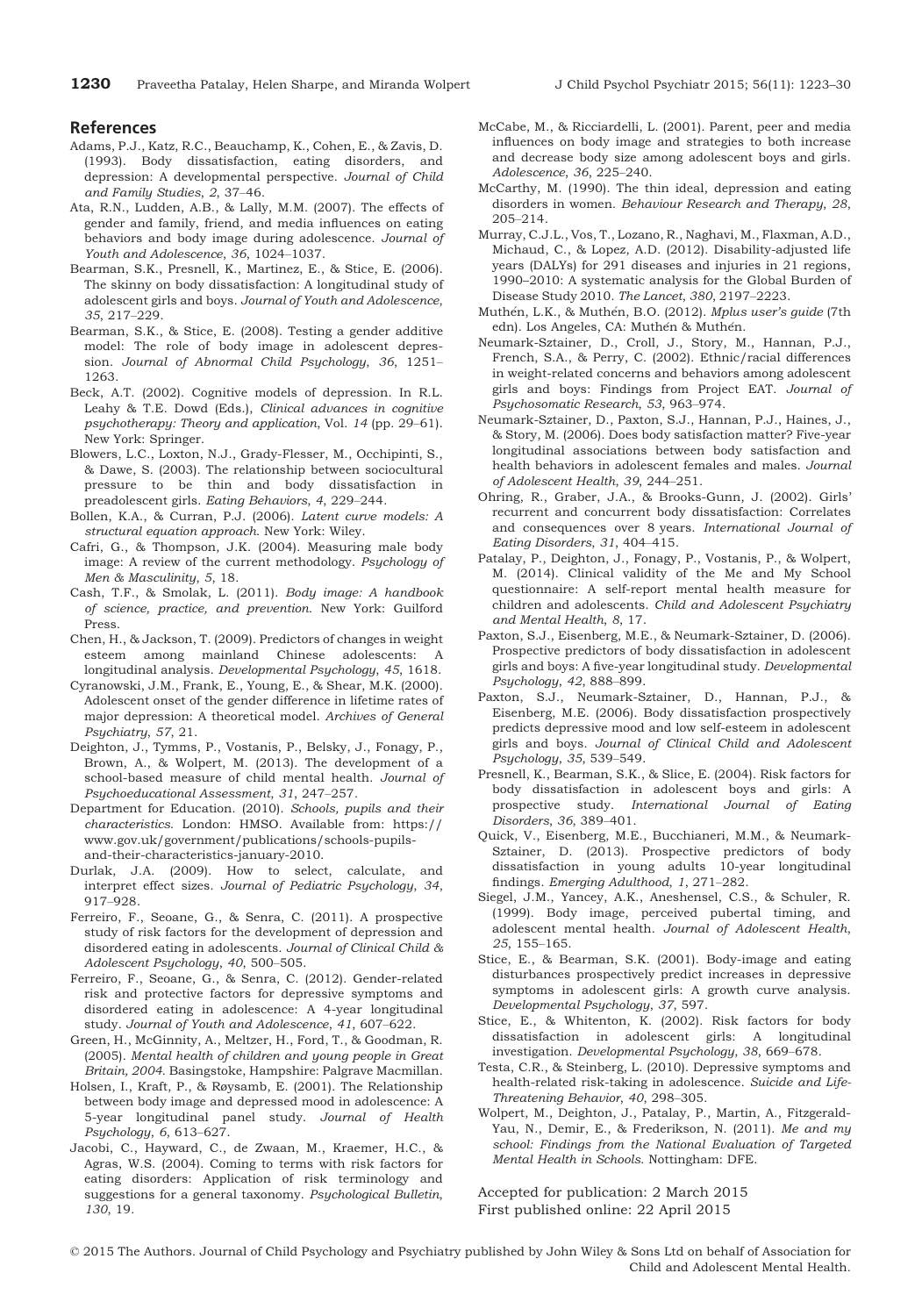## References

Adams, P.J., Katz, R.C., Beauchamp, K., Cohen, E., & Zavis, D. (1993). Body dissatisfaction, eating disorders, and depression: A developmental perspective. *Journal of Child and Family Studies*, *2*, 37–46.

Ata, R.N., Ludden, A.B., & Lally, M.M. (2007). The effects of gender and family, friend, and media influences on eating behaviors and body image during adolescence. *Journal of Youth and Adolescence*, *36*, 1024–1037.

Bearman, S.K., Presnell, K., Martinez, E., & Stice, E. (2006). The skinny on body dissatisfaction: A longitudinal study of adolescent girls and boys. *Journal of Youth and Adolescence*, *35*, 217–229.

Bearman, S.K., & Stice, E. (2008). Testing a gender additive model: The role of body image in adolescent depression. *Journal of Abnormal Child Psychology*, *36*, 1251–1263.

Beck, A.T. (2002). Cognitive models of depression. In R.L. Leahy & T.E. Dowd (Eds.), *Clinical advances in cognitive psychotherapy: Theory and application*, Vol. *14* (pp. 29–61). New York: Springer.

Blowers, L.C., Loxton, N.J., Grady-Flesser, M., Occhipinti, S., & Dawe, S. (2003). The relationship between sociocultural pressure to be thin and body dissatisfaction in preadolescent girls. *Eating Behaviors*, *4*, 229–244.

Bollen, K.A., & Curran, P.J. (2006). *Latent curve models: A structural equation approach*. New York: Wiley.

Cafri, G., & Thompson, J.K. (2004). Measuring male body image: A review of the current methodology. *Psychology of Men & Masculinity*, *5*, 18.

Cash, T.F., & Smolak, L. (2011). *Body image: A handbook of science, practice, and prevention*. New York: Guilford Press.

Chen, H., & Jackson, T. (2009). Predictors of changes in weight esteem among mainland Chinese adolescents: A longitudinal analysis. *Developmental Psychology*, *45*, 1618.

Cyranowski, J.M., Frank, E., Young, E., & Shear, M.K. (2000). Adolescent onset of the gender difference in lifetime rates of major depression: A theoretical model. *Archives of General Psychiatry*, *57*, 21.

Deighton, J., Tymms, P., Vostanis, P., Belsky, J., Fonagy, P., Brown, A., & Wolpert, M. (2013). The development of a school-based measure of child mental health. *Journal of Psychoeducational Assessment*, *31*, 247–257.

Department for Education. (2010). *Schools, pupils and their characteristics*. London: HMSO. Available from: https://www.gov.uk/government/publications/schools-pupils-and-their-characteristics-january-2010.

Durlak, J.A. (2009). How to select, calculate, and interpret effect sizes. *Journal of Pediatric Psychology*, *34*, 917–928.

Ferreiro, F., Seoane, G., & Senra, C. (2011). A prospective study of risk factors for the development of depression and disordered eating in adolescents. *Journal of Clinical Child & Adolescent Psychology*, *40*, 500–505.

Ferreiro, F., Seoane, G., & Senra, C. (2012). Gender-related risk and protective factors for depressive symptoms and disordered eating in adolescence: A 4-year longitudinal study. *Journal of Youth and Adolescence*, *41*, 607–622.

Green, H., McGinnity, A., Meltzer, H., Ford, T., & Goodman, R. (2005). *Mental health of children and young people in Great Britain, 2004*. Basingstoke, Hampshire: Palgrave Macmillan.

Holsen, I., Kraft, P., & Røysamb, E. (2001). The Relationship between body image and depressed mood in adolescence: A 5-year longitudinal panel study. *Journal of Health Psychology*, *6*, 613–627.

Jacobi, C., Hayward, C., de Zwaan, M., Kraemer, H.C., & Agras, W.S. (2004). Coming to terms with risk factors for eating disorders: Application of risk terminology and suggestions for a general taxonomy. *Psychological Bulletin*, *130*, 19.

McCabe, M., & Ricciardelli, L. (2001). Parent, peer and media influences on body image and strategies to both increase and decrease body size among adolescent boys and girls. *Adolescence*, *36*, 225–240.

McCarthy, M. (1990). The thin ideal, depression and eating disorders in women. *Behaviour Research and Therapy*, *28*, 205–214.

Murray, C.J.L., Vos, T., Lozano, R., Naghavi, M., Flaxman, A.D., Michaud, C., & Lopez, A.D. (2012). Disability-adjusted life years (DALYs) for 291 diseases and injuries in 21 regions, 1990–2010: A systematic analysis for the Global Burden of Disease Study 2010. *The Lancet*, *380*, 2197–2223.

Muthén, L.K., & Muthén, B.O. (2012). *Mplus user's guide* (7th edn). Los Angeles, CA: Muthén & Muthén.

Neumark-Sztainer, D., Croll, J., Story, M., Hannan, P.J., French, S.A., & Perry, C. (2002). Ethnic/racial differences in weight-related concerns and behaviors among adolescent girls and boys: Findings from Project EAT. *Journal of Psychosomatic Research*, *53*, 963–974.

Neumark-Sztainer, D., Paxton, S.J., Hannan, P.J., Haines, J., & Story, M. (2006). Does body satisfaction matter? Five-year longitudinal associations between body satisfaction and health behaviors in adolescent females and males. *Journal of Adolescent Health*, *39*, 244–251.

Ohring, R., Graber, J.A., & Brooks-Gunn, J. (2002). Girls' recurrent and concurrent body dissatisfaction: Correlates and consequences over 8 years. *International Journal of Eating Disorders*, *31*, 404–415.

Patalay, P., Deighton, J., Fonagy, P., Vostanis, P., & Wolpert, M. (2014). Clinical validity of the Me and My School questionnaire: A self-report mental health measure for children and adolescents. *Child and Adolescent Psychiatry and Mental Health*, *8*, 17.

Paxton, S.J., Eisenberg, M.E., & Neumark-Sztainer, D. (2006). Prospective predictors of body dissatisfaction in adolescent girls and boys: A five-year longitudinal study. *Developmental Psychology*, *42*, 888–899.

Paxton, S.J., Neumark-Sztainer, D., Hannan, P.J., & Eisenberg, M.E. (2006). Body dissatisfaction prospectively predicts depressive mood and low self-esteem in adolescent girls and boys. *Journal of Clinical Child and Adolescent Psychology*, *35*, 539–549.

Presnell, K., Bearman, S.K., & Slice, E. (2004). Risk factors for body dissatisfaction in adolescent boys and girls: A prospective study. *International Journal of Eating Disorders*, *36*, 389–401.

Quick, V., Eisenberg, M.E., Bucchianeri, M.M., & Neumark-Sztainer, D. (2013). Prospective predictors of body dissatisfaction in young adults 10-year longitudinal findings. *Emerging Adulthood*, *1*, 271–282.

Siegel, J.M., Yancey, A.K., Aneshensel, C.S., & Schuler, R. (1999). Body image, perceived pubertal timing, and adolescent mental health. *Journal of Adolescent Health*, *25*, 155–165.

Stice, E., & Bearman, S.K. (2001). Body-image and eating disturbances prospectively predict increases in depressive symptoms in adolescent girls: A growth curve analysis. *Developmental Psychology*, *37*, 597.

Stice, E., & Whitenton, K. (2002). Risk factors for body dissatisfaction in adolescent girls: A longitudinal investigation. *Developmental Psychology*, *38*, 669–678.

Testa, C.R., & Steinberg, L. (2010). Depressive symptoms and health-related risk-taking in adolescence. *Suicide and Life-Threatening Behavior*, *40*, 298–305.

Wolpert, M., Deighton, J., Patalay, P., Martin, A., Fitzgerald-Yau, N., Demir, E., & Frederikson, N. (2011). *Me and my school: Findings from the National Evaluation of Targeted Mental Health in Schools*. Nottingham: DFE.

Accepted for publication: 2 March 2015
First published online: 22 April 2015

© 2015 The Authors. Journal of Child Psychology and Psychiatry published by John Wiley & Sons Ltd on behalf of Association for Child and Adolescent Mental Health.